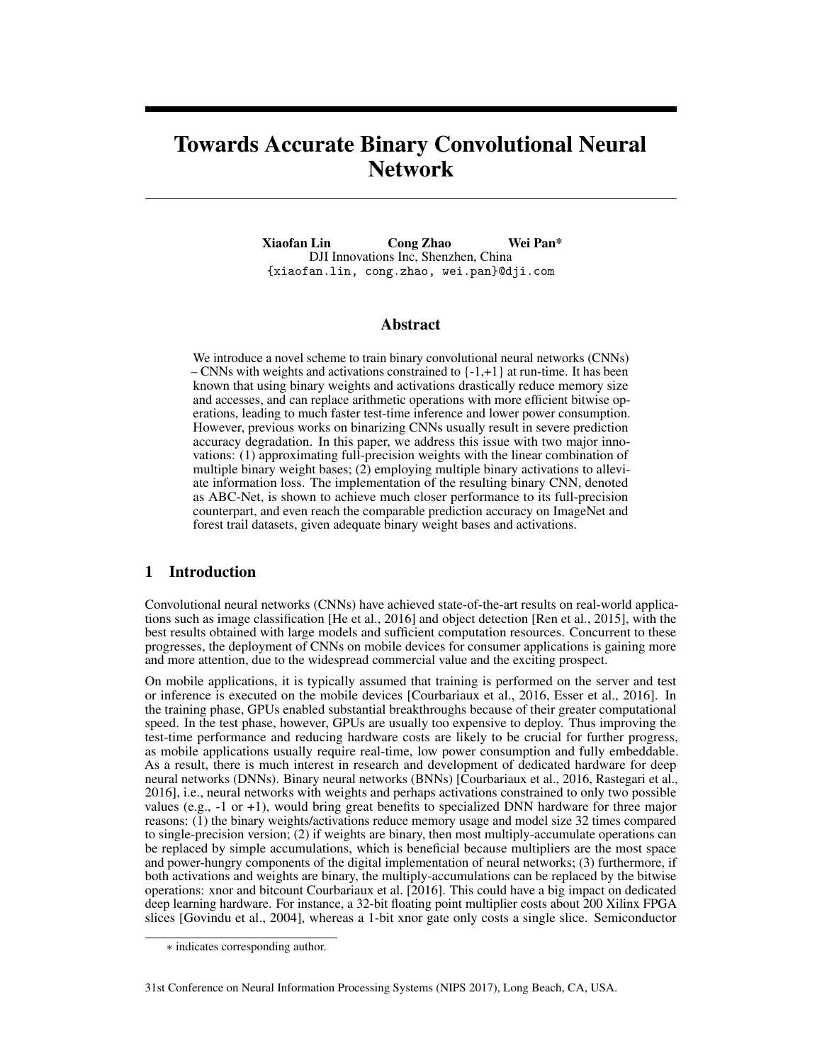# Towards Accurate Binary Convolutional Neural Network

**Xiaofan Lin** **Cong Zhao** **Wei Pan***
DJI Innovations Inc, Shenzhen, China
{xiaofan.lin, cong.zhao, wei.pan}@dji.com

## Abstract

We introduce a novel scheme to train binary convolutional neural networks (CNNs) – CNNs with weights and activations constrained to {-1,+1} at run-time. It has been known that using binary weights and activations drastically reduce memory size and accesses, and can replace arithmetic operations with more efficient bitwise operations, leading to much faster test-time inference and lower power consumption. However, previous works on binarizing CNNs usually result in severe prediction accuracy degradation. In this paper, we address this issue with two major innovations: (1) approximating full-precision weights with the linear combination of multiple binary weight bases; (2) employing multiple binary activations to alleviate information loss. The implementation of the resulting binary CNN, denoted as ABC-Net, is shown to achieve much closer performance to its full-precision counterpart, and even reach the comparable prediction accuracy on ImageNet and forest trail datasets, given adequate binary weight bases and activations.

## 1 Introduction

Convolutional neural networks (CNNs) have achieved state-of-the-art results on real-world applications such as image classification [He et al., 2016] and object detection [Ren et al., 2015], with the best results obtained with large models and sufficient computation resources. Concurrent to these progresses, the deployment of CNNs on mobile devices for consumer applications is gaining more and more attention, due to the widespread commercial value and the exciting prospect.

On mobile applications, it is typically assumed that training is performed on the server and test or inference is executed on the mobile devices [Courbariaux et al., 2016, Esser et al., 2016]. In the training phase, GPUs enabled substantial breakthroughs because of their greater computational speed. In the test phase, however, GPUs are usually too expensive to deploy. Thus improving the test-time performance and reducing hardware costs are likely to be crucial for further progress, as mobile applications usually require real-time, low power consumption and fully embeddable. As a result, there is much interest in research and development of dedicated hardware for deep neural networks (DNNs). Binary neural networks (BNNs) [Courbariaux et al., 2016, Rastegari et al., 2016], i.e., neural networks with weights and perhaps activations constrained to only two possible values (e.g., -1 or +1), would bring great benefits to specialized DNN hardware for three major reasons: (1) the binary weights/activations reduce memory usage and model size 32 times compared to single-precision version; (2) if weights are binary, then most multiply-accumulate operations can be replaced by simple accumulations, which is beneficial because multipliers are the most space and power-hungry components of the digital implementation of neural networks; (3) furthermore, if both activations and weights are binary, the multiply-accumulations can be replaced by the bitwise operations: xnor and bitcount Courbariaux et al. [2016]. This could have a big impact on dedicated deep learning hardware. For instance, a 32-bit floating point multiplier costs about 200 Xilinx FPGA slices [Govindu et al., 2004], whereas a 1-bit xnor gate only costs a single slice. Semiconductor

∗ indicates corresponding author.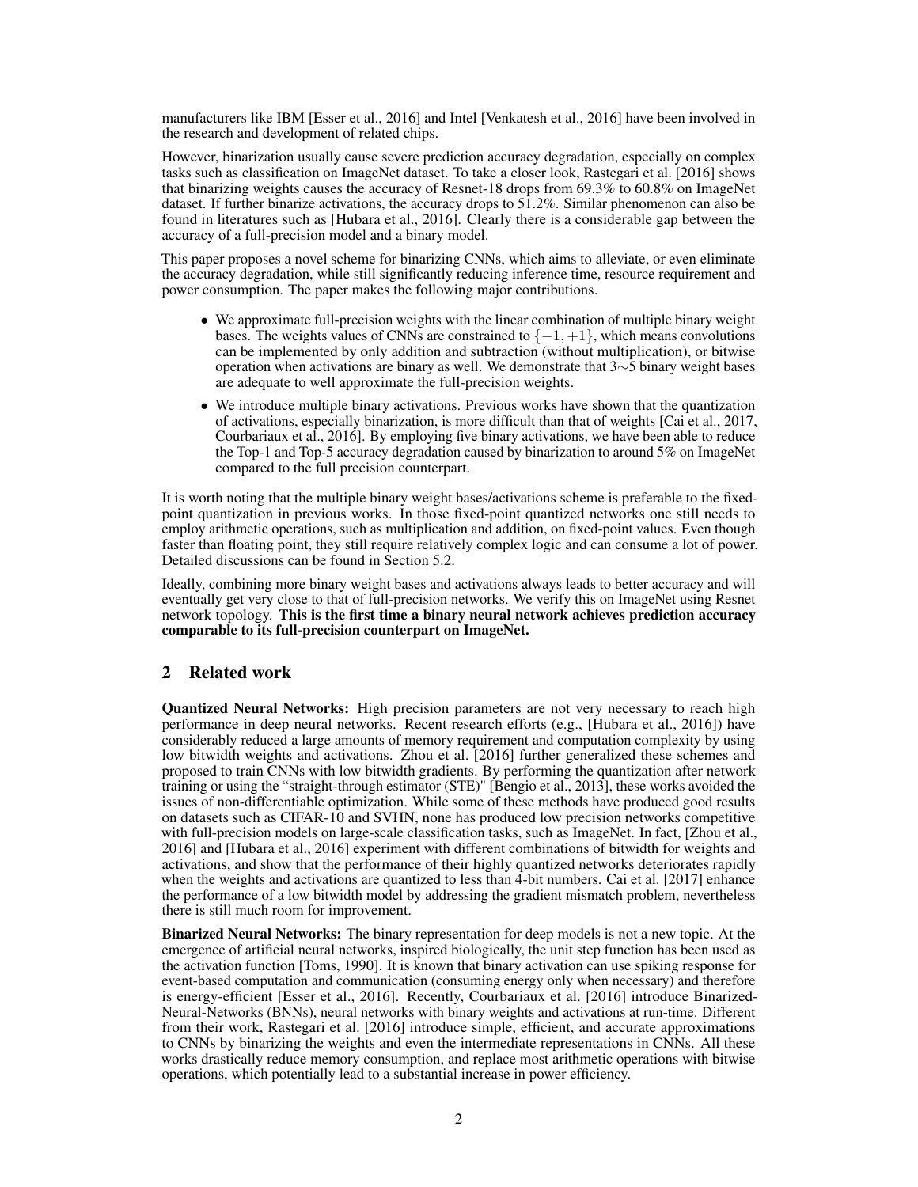manufacturers like IBM [Esser et al., 2016] and Intel [Venkatesh et al., 2016] have been involved in the research and development of related chips.

However, binarization usually cause severe prediction accuracy degradation, especially on complex tasks such as classification on ImageNet dataset. To take a closer look, Rastegari et al. [2016] shows that binarizing weights causes the accuracy of Resnet-18 drops from 69.3% to 60.8% on ImageNet dataset. If further binarize activations, the accuracy drops to 51.2%. Similar phenomenon can also be found in literatures such as [Hubara et al., 2016]. Clearly there is a considerable gap between the accuracy of a full-precision model and a binary model.

This paper proposes a novel scheme for binarizing CNNs, which aims to alleviate, or even eliminate the accuracy degradation, while still significantly reducing inference time, resource requirement and power consumption. The paper makes the following major contributions.

- We approximate full-precision weights with the linear combination of multiple binary weight bases. The weights values of CNNs are constrained to $\{-1, +1\}$, which means convolutions can be implemented by only addition and subtraction (without multiplication), or bitwise operation when activations are binary as well. We demonstrate that 3$\sim$5 binary weight bases are adequate to well approximate the full-precision weights.
- We introduce multiple binary activations. Previous works have shown that the quantization of activations, especially binarization, is more difficult than that of weights [Cai et al., 2017, Courbariaux et al., 2016]. By employing five binary activations, we have been able to reduce the Top-1 and Top-5 accuracy degradation caused by binarization to around 5% on ImageNet compared to the full precision counterpart.

It is worth noting that the multiple binary weight bases/activations scheme is preferable to the fixed-point quantization in previous works. In those fixed-point quantized networks one still needs to employ arithmetic operations, such as multiplication and addition, on fixed-point values. Even though faster than floating point, they still require relatively complex logic and can consume a lot of power. Detailed discussions can be found in Section 5.2.

Ideally, combining more binary weight bases and activations always leads to better accuracy and will eventually get very close to that of full-precision networks. We verify this on ImageNet using Resnet network topology. **This is the first time a binary neural network achieves prediction accuracy comparable to its full-precision counterpart on ImageNet.**

## 2 Related work

**Quantized Neural Networks:** High precision parameters are not very necessary to reach high performance in deep neural networks. Recent research efforts (e.g., [Hubara et al., 2016]) have considerably reduced a large amounts of memory requirement and computation complexity by using low bitwidth weights and activations. Zhou et al. [2016] further generalized these schemes and proposed to train CNNs with low bitwidth gradients. By performing the quantization after network training or using the "straight-through estimator (STE)" [Bengio et al., 2013], these works avoided the issues of non-differentiable optimization. While some of these methods have produced good results on datasets such as CIFAR-10 and SVHN, none has produced low precision networks competitive with full-precision models on large-scale classification tasks, such as ImageNet. In fact, [Zhou et al., 2016] and [Hubara et al., 2016] experiment with different combinations of bitwidth for weights and activations, and show that the performance of their highly quantized networks deteriorates rapidly when the weights and activations are quantized to less than 4-bit numbers. Cai et al. [2017] enhance the performance of a low bitwidth model by addressing the gradient mismatch problem, nevertheless there is still much room for improvement.

**Binarized Neural Networks:** The binary representation for deep models is not a new topic. At the emergence of artificial neural networks, inspired biologically, the unit step function has been used as the activation function [Toms, 1990]. It is known that binary activation can use spiking response for event-based computation and communication (consuming energy only when necessary) and therefore is energy-efficient [Esser et al., 2016]. Recently, Courbariaux et al. [2016] introduce Binarized-Neural-Networks (BNNs), neural networks with binary weights and activations at run-time. Different from their work, Rastegari et al. [2016] introduce simple, efficient, and accurate approximations to CNNs by binarizing the weights and even the intermediate representations in CNNs. All these works drastically reduce memory consumption, and replace most arithmetic operations with bitwise operations, which potentially lead to a substantial increase in power efficiency.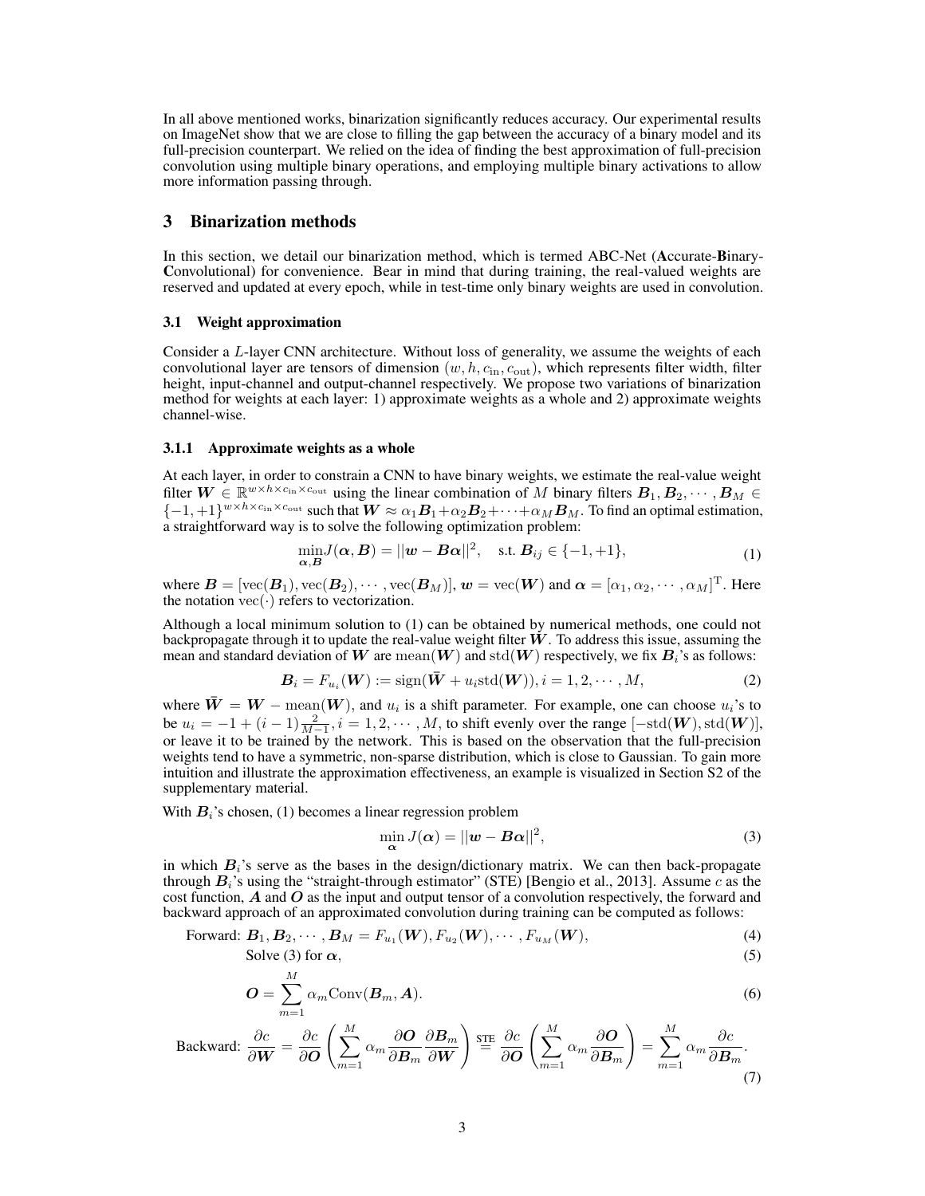In all above mentioned works, binarization significantly reduces accuracy. Our experimental results on ImageNet show that we are close to filling the gap between the accuracy of a binary model and its full-precision counterpart. We relied on the idea of finding the best approximation of full-precision convolution using multiple binary operations, and employing multiple binary activations to allow more information passing through.

## 3 Binarization methods

In this section, we detail our binarization method, which is termed ABC-Net (**A**ccurate-**B**inary-**C**onvolutional) for convenience. Bear in mind that during training, the real-valued weights are reserved and updated at every epoch, while in test-time only binary weights are used in convolution.

### 3.1 Weight approximation

Consider a $L$-layer CNN architecture. Without loss of generality, we assume the weights of each convolutional layer are tensors of dimension $(w, h, c_{\text{in}}, c_{\text{out}})$, which represents filter width, filter height, input-channel and output-channel respectively. We propose two variations of binarization method for weights at each layer: 1) approximate weights as a whole and 2) approximate weights channel-wise.

#### 3.1.1 Approximate weights as a whole

At each layer, in order to constrain a CNN to have binary weights, we estimate the real-value weight filter $\boldsymbol{W} \in \mathbb{R}^{w \times h \times c_{\text{in}} \times c_{\text{out}}}$ using the linear combination of $M$ binary filters $\boldsymbol{B}_1, \boldsymbol{B}_2, \cdots, \boldsymbol{B}_M \in \{-1, +1\}^{w \times h \times c_{\text{in}} \times c_{\text{out}}}$ such that $\boldsymbol{W} \approx \alpha_1 \boldsymbol{B}_1 + \alpha_2 \boldsymbol{B}_2 + \cdots + \alpha_M \boldsymbol{B}_M$. To find an optimal estimation, a straightforward way is to solve the following optimization problem:

$$\min_{\boldsymbol{\alpha}, \boldsymbol{B}} J(\boldsymbol{\alpha}, \boldsymbol{B}) = ||\boldsymbol{w} - \boldsymbol{B}\boldsymbol{\alpha}||^2, \quad \text{s.t. } \boldsymbol{B}_{ij} \in \{-1, +1\}, \tag{1}$$

where $\boldsymbol{B} = [\text{vec}(\boldsymbol{B}_1), \text{vec}(\boldsymbol{B}_2), \cdots, \text{vec}(\boldsymbol{B}_M)]$, $\boldsymbol{w} = \text{vec}(\boldsymbol{W})$ and $\boldsymbol{\alpha} = [\alpha_1, \alpha_2, \cdots, \alpha_M]^{\text{T}}$. Here the notation $\text{vec}(\cdot)$ refers to vectorization.

Although a local minimum solution to (1) can be obtained by numerical methods, one could not backpropagate through it to update the real-value weight filter $\boldsymbol{W}$. To address this issue, assuming the mean and standard deviation of $\boldsymbol{W}$ are $\text{mean}(\boldsymbol{W})$ and $\text{std}(\boldsymbol{W})$ respectively, we fix $\boldsymbol{B}_i$'s as follows:

$$\boldsymbol{B}_i = F_{u_i}(\boldsymbol{W}) := \text{sign}(\bar{\boldsymbol{W}} + u_i \text{std}(\boldsymbol{W})), i = 1, 2, \cdots, M, \tag{2}$$

where $\bar{\boldsymbol{W}} = \boldsymbol{W} - \text{mean}(\boldsymbol{W})$, and $u_i$ is a shift parameter. For example, one can choose $u_i$'s to be $u_i = -1 + (i-1)\frac{2}{M-1}, i = 1, 2, \cdots, M$, to shift evenly over the range $[-\text{std}(\boldsymbol{W}), \text{std}(\boldsymbol{W})]$, or leave it to be trained by the network. This is based on the observation that the full-precision weights tend to have a symmetric, non-sparse distribution, which is close to Gaussian. To gain more intuition and illustrate the approximation effectiveness, an example is visualized in Section S2 of the supplementary material.

With $\boldsymbol{B}_i$'s chosen, (1) becomes a linear regression problem

$$\min_{\boldsymbol{\alpha}} J(\boldsymbol{\alpha}) = ||\boldsymbol{w} - \boldsymbol{B}\boldsymbol{\alpha}||^2, \tag{3}$$

in which $\boldsymbol{B}_i$'s serve as the bases in the design/dictionary matrix. We can then back-propagate through $\boldsymbol{B}_i$'s using the "straight-through estimator" (STE) [Bengio et al., 2013]. Assume $c$ as the cost function, $\boldsymbol{A}$ and $\boldsymbol{O}$ as the input and output tensor of a convolution respectively, the forward and backward approach of an approximated convolution during training can be computed as follows:

$$\text{Forward: } \boldsymbol{B}_1, \boldsymbol{B}_2, \cdots, \boldsymbol{B}_M = F_{u_1}(\boldsymbol{W}), F_{u_2}(\boldsymbol{W}), \cdots, F_{u_M}(\boldsymbol{W}), \tag{4}$$

$$\text{Solve (3) for } \boldsymbol{\alpha}, \tag{5}$$

$$\boldsymbol{O} = \sum_{m=1}^{M} \alpha_m \text{Conv}(\boldsymbol{B}_m, \boldsymbol{A}). \tag{6}$$

$$\text{Backward: } \frac{\partial c}{\partial \boldsymbol{W}} = \frac{\partial c}{\partial \boldsymbol{O}} \left( \sum_{m=1}^{M} \alpha_m \frac{\partial \boldsymbol{O}}{\partial \boldsymbol{B}_m} \frac{\partial \boldsymbol{B}_m}{\partial \boldsymbol{W}} \right) \overset{\text{STE}}{=} \frac{\partial c}{\partial \boldsymbol{O}} \left( \sum_{m=1}^{M} \alpha_m \frac{\partial \boldsymbol{O}}{\partial \boldsymbol{B}_m} \right) = \sum_{m=1}^{M} \alpha_m \frac{\partial c}{\partial \boldsymbol{B}_m}. \tag{7}$$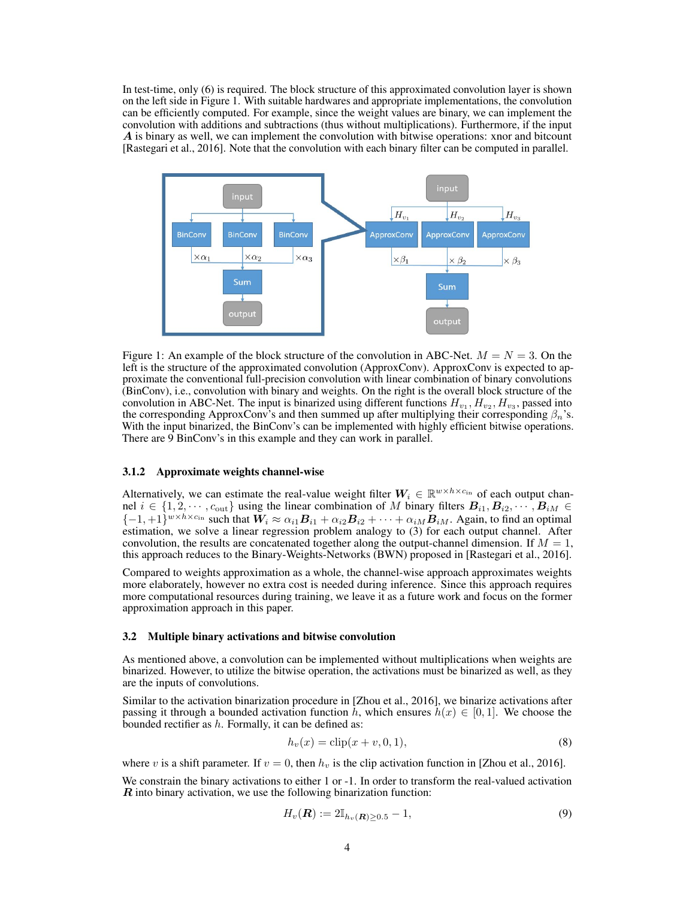In test-time, only (6) is required. The block structure of this approximated convolution layer is shown on the left side in Figure 1. With suitable hardwares and appropriate implementations, the convolution can be efficiently computed. For example, since the weight values are binary, we can implement the convolution with additions and subtractions (thus without multiplications). Furthermore, if the input $\boldsymbol{A}$ is binary as well, we can implement the convolution with bitwise operations: xnor and bitcount [Rastegari et al., 2016]. Note that the convolution with each binary filter can be computed in parallel.

Figure 1: An example of the block structure of the convolution in ABC-Net. $M = N = 3$. On the left is the structure of the approximated convolution (ApproxConv). ApproxConv is expected to approximate the conventional full-precision convolution with linear combination of binary convolutions (BinConv), i.e., convolution with binary and weights. On the right is the overall block structure of the convolution in ABC-Net. The input is binarized using different functions $H_{v_1}, H_{v_2}, H_{v_3}$, passed into the corresponding ApproxConv's and then summed up after multiplying their corresponding $\beta_n$'s. With the input binarized, the BinConv's can be implemented with highly efficient bitwise operations. There are 9 BinConv's in this example and they can work in parallel.

### 3.1.2 Approximate weights channel-wise

Alternatively, we can estimate the real-value weight filter $\boldsymbol{W}_i \in \mathbb{R}^{w \times h \times c_{\text{in}}}$ of each output channel $i \in \{1, 2, \cdots, c_{\text{out}}\}$ using the linear combination of $M$ binary filters $\boldsymbol{B}_{i1}, \boldsymbol{B}_{i2}, \cdots, \boldsymbol{B}_{iM} \in \{-1, +1\}^{w \times h \times c_{\text{in}}}$ such that $\boldsymbol{W}_i \approx \alpha_{i1}\boldsymbol{B}_{i1} + \alpha_{i2}\boldsymbol{B}_{i2} + \cdots + \alpha_{iM}\boldsymbol{B}_{iM}$. Again, to find an optimal estimation, we solve a linear regression problem analogy to (3) for each output channel. After convolution, the results are concatenated together along the output-channel dimension. If $M = 1$, this approach reduces to the Binary-Weights-Networks (BWN) proposed in [Rastegari et al., 2016].

Compared to weights approximation as a whole, the channel-wise approach approximates weights more elaborately, however no extra cost is needed during inference. Since this approach requires more computational resources during training, we leave it as a future work and focus on the former approximation approach in this paper.

## 3.2 Multiple binary activations and bitwise convolution

As mentioned above, a convolution can be implemented without multiplications when weights are binarized. However, to utilize the bitwise operation, the activations must be binarized as well, as they are the inputs of convolutions.

Similar to the activation binarization procedure in [Zhou et al., 2016], we binarize activations after passing it through a bounded activation function $h$, which ensures $h(x) \in [0, 1]$. We choose the bounded rectifier as $h$. Formally, it can be defined as:

$$h_v(x) = \text{clip}(x + v, 0, 1), \tag{8}$$

where $v$ is a shift parameter. If $v = 0$, then $h_v$ is the clip activation function in [Zhou et al., 2016].

We constrain the binary activations to either 1 or -1. In order to transform the real-valued activation $\boldsymbol{R}$ into binary activation, we use the following binarization function:

$$H_v(\boldsymbol{R}) := 2\mathbb{I}_{h_v(\boldsymbol{R}) \geq 0.5} - 1, \tag{9}$$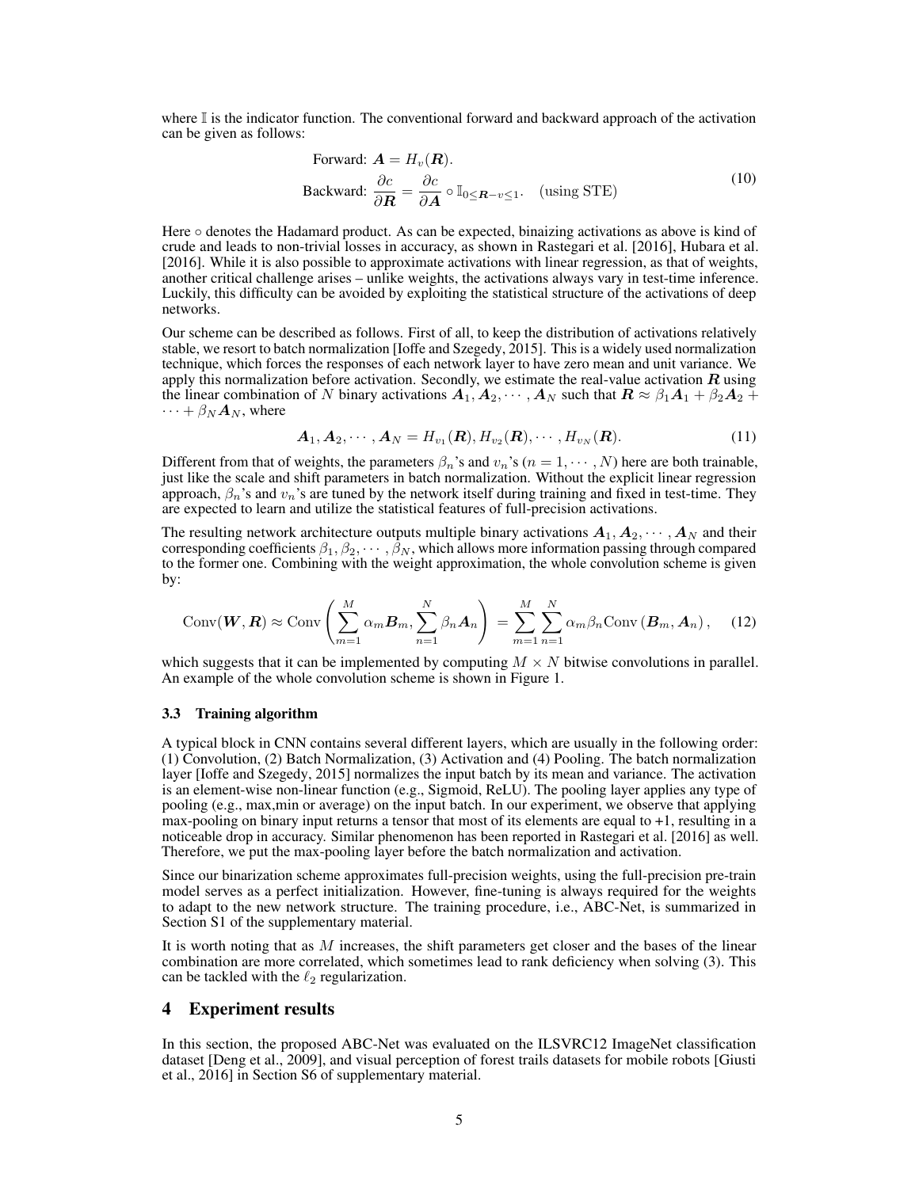where $\mathbb{I}$ is the indicator function. The conventional forward and backward approach of the activation can be given as follows:

$$
\begin{aligned}
\text{Forward: } & \boldsymbol{A} = H_v(\boldsymbol{R}). \\
\text{Backward: } & \frac{\partial c}{\partial \boldsymbol{R}} = \frac{\partial c}{\partial \boldsymbol{A}} \circ \mathbb{I}_{0 \leq \boldsymbol{R} - v \leq 1}. \quad \text{(using STE)}
\end{aligned} \tag{10}
$$

Here $\circ$ denotes the Hadamard product. As can be expected, binaizing activations as above is kind of crude and leads to non-trivial losses in accuracy, as shown in Rastegari et al. [2016], Hubara et al. [2016]. While it is also possible to approximate activations with linear regression, as that of weights, another critical challenge arises – unlike weights, the activations always vary in test-time inference. Luckily, this difficulty can be avoided by exploiting the statistical structure of the activations of deep networks.

Our scheme can be described as follows. First of all, to keep the distribution of activations relatively stable, we resort to batch normalization [Ioffe and Szegedy, 2015]. This is a widely used normalization technique, which forces the responses of each network layer to have zero mean and unit variance. We apply this normalization before activation. Secondly, we estimate the real-value activation $\boldsymbol{R}$ using the linear combination of $N$ binary activations $\boldsymbol{A}_1, \boldsymbol{A}_2, \cdots, \boldsymbol{A}_N$ such that $\boldsymbol{R} \approx \beta_1 \boldsymbol{A}_1 + \beta_2 \boldsymbol{A}_2 + \cdots + \beta_N \boldsymbol{A}_N$, where

$$
\boldsymbol{A}_1, \boldsymbol{A}_2, \cdots, \boldsymbol{A}_N = H_{v_1}(\boldsymbol{R}), H_{v_2}(\boldsymbol{R}), \cdots, H_{v_N}(\boldsymbol{R}). \tag{11}
$$

Different from that of weights, the parameters $\beta_n$'s and $v_n$'s ($n = 1, \cdots, N$) here are both trainable, just like the scale and shift parameters in batch normalization. Without the explicit linear regression approach, $\beta_n$'s and $v_n$'s are tuned by the network itself during training and fixed in test-time. They are expected to learn and utilize the statistical features of full-precision activations.

The resulting network architecture outputs multiple binary activations $\boldsymbol{A}_1, \boldsymbol{A}_2, \cdots, \boldsymbol{A}_N$ and their corresponding coefficients $\beta_1, \beta_2, \cdots, \beta_N$, which allows more information passing through compared to the former one. Combining with the weight approximation, the whole convolution scheme is given by:

$$
\text{Conv}(\boldsymbol{W}, \boldsymbol{R}) \approx \text{Conv}\left(\sum_{m=1}^{M} \alpha_m \boldsymbol{B}_m, \sum_{n=1}^{N} \beta_n \boldsymbol{A}_n\right) = \sum_{m=1}^{M} \sum_{n=1}^{N} \alpha_m \beta_n \text{Conv}\left(\boldsymbol{B}_m, \boldsymbol{A}_n\right), \tag{12}
$$

which suggests that it can be implemented by computing $M \times N$ bitwise convolutions in parallel. An example of the whole convolution scheme is shown in Figure 1.

### 3.3 Training algorithm

A typical block in CNN contains several different layers, which are usually in the following order: (1) Convolution, (2) Batch Normalization, (3) Activation and (4) Pooling. The batch normalization layer [Ioffe and Szegedy, 2015] normalizes the input batch by its mean and variance. The activation is an element-wise non-linear function (e.g., Sigmoid, ReLU). The pooling layer applies any type of pooling (e.g., max,min or average) on the input batch. In our experiment, we observe that applying max-pooling on binary input returns a tensor that most of its elements are equal to +1, resulting in a noticeable drop in accuracy. Similar phenomenon has been reported in Rastegari et al. [2016] as well. Therefore, we put the max-pooling layer before the batch normalization and activation.

Since our binarization scheme approximates full-precision weights, using the full-precision pre-train model serves as a perfect initialization. However, fine-tuning is always required for the weights to adapt to the new network structure. The training procedure, i.e., ABC-Net, is summarized in Section S1 of the supplementary material.

It is worth noting that as $M$ increases, the shift parameters get closer and the bases of the linear combination are more correlated, which sometimes lead to rank deficiency when solving (3). This can be tackled with the $\ell_2$ regularization.

## 4 Experiment results

In this section, the proposed ABC-Net was evaluated on the ILSVRC12 ImageNet classification dataset [Deng et al., 2009], and visual perception of forest trails datasets for mobile robots [Giusti et al., 2016] in Section S6 of supplementary material.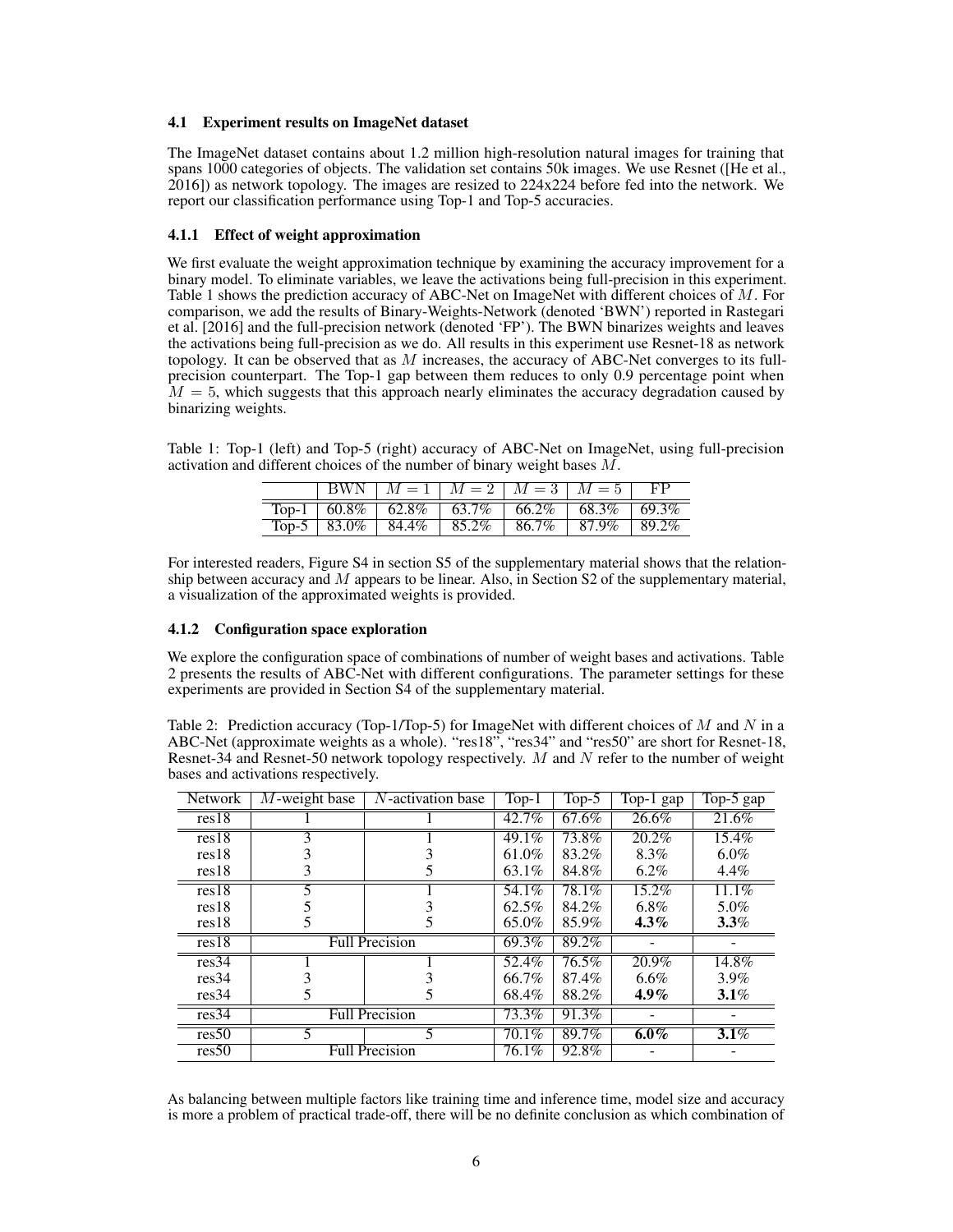### 4.1 Experiment results on ImageNet dataset

The ImageNet dataset contains about 1.2 million high-resolution natural images for training that spans 1000 categories of objects. The validation set contains 50k images. We use Resnet ([He et al., 2016]) as network topology. The images are resized to 224x224 before fed into the network. We report our classification performance using Top-1 and Top-5 accuracies.

#### 4.1.1 Effect of weight approximation

We first evaluate the weight approximation technique by examining the accuracy improvement for a binary model. To eliminate variables, we leave the activations being full-precision in this experiment. Table 1 shows the prediction accuracy of ABC-Net on ImageNet with different choices of $M$. For comparison, we add the results of Binary-Weights-Network (denoted 'BWN') reported in Rastegari et al. [2016] and the full-precision network (denoted 'FP'). The BWN binarizes weights and leaves the activations being full-precision as we do. All results in this experiment use Resnet-18 as network topology. It can be observed that as $M$ increases, the accuracy of ABC-Net converges to its full-precision counterpart. The Top-1 gap between them reduces to only 0.9 percentage point when $M = 5$, which suggests that this approach nearly eliminates the accuracy degradation caused by binarizing weights.

Table 1: Top-1 (left) and Top-5 (right) accuracy of ABC-Net on ImageNet, using full-precision activation and different choices of the number of binary weight bases $M$.

| | BWN | $M = 1$ | $M = 2$ | $M = 3$ | $M = 5$ | FP |
|---|---|---|---|---|---|---|
| Top-1 | 60.8% | 62.8% | 63.7% | 66.2% | 68.3% | 69.3% |
| Top-5 | 83.0% | 84.4% | 85.2% | 86.7% | 87.9% | 89.2% |

For interested readers, Figure S4 in section S5 of the supplementary material shows that the relationship between accuracy and $M$ appears to be linear. Also, in Section S2 of the supplementary material, a visualization of the approximated weights is provided.

#### 4.1.2 Configuration space exploration

We explore the configuration space of combinations of number of weight bases and activations. Table 2 presents the results of ABC-Net with different configurations. The parameter settings for these experiments are provided in Section S4 of the supplementary material.

Table 2: Prediction accuracy (Top-1/Top-5) for ImageNet with different choices of $M$ and $N$ in a ABC-Net (approximate weights as a whole). "res18", "res34" and "res50" are short for Resnet-18, Resnet-34 and Resnet-50 network topology respectively. $M$ and $N$ refer to the number of weight bases and activations respectively.

| Network | $M$-weight base | $N$-activation base | Top-1 | Top-5 | Top-1 gap | Top-5 gap |
|---|---|---|---|---|---|---|
| res18 | 1 | 1 | 42.7% | 67.6% | 26.6% | 21.6% |
| res18 | 3 | 1 | 49.1% | 73.8% | 20.2% | 15.4% |
| res18 | 3 | 3 | 61.0% | 83.2% | 8.3% | 6.0% |
| res18 | 3 | 5 | 63.1% | 84.8% | 6.2% | 4.4% |
| res18 | 5 | 1 | 54.1% | 78.1% | 15.2% | 11.1% |
| res18 | 5 | 3 | 62.5% | 84.2% | 6.8% | 5.0% |
| res18 | 5 | 5 | 65.0% | 85.9% | **4.3%** | **3.3%** |
| res18 | Full Precision | | 69.3% | 89.2% | - | - |
| res34 | 1 | 1 | 52.4% | 76.5% | 20.9% | 14.8% |
| res34 | 3 | 3 | 66.7% | 87.4% | 6.6% | 3.9% |
| res34 | 5 | 5 | 68.4% | 88.2% | **4.9%** | **3.1%** |
| res34 | Full Precision | | 73.3% | 91.3% | - | - |
| res50 | 5 | 5 | 70.1% | 89.7% | **6.0%** | **3.1%** |
| res50 | Full Precision | | 76.1% | 92.8% | - | - |

As balancing between multiple factors like training time and inference time, model size and accuracy is more a problem of practical trade-off, there will be no definite conclusion as which combination of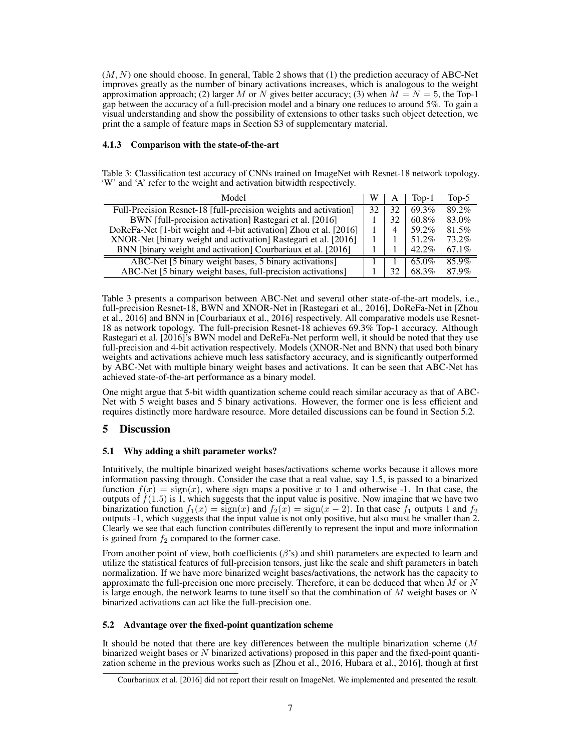$(M, N)$ one should choose. In general, Table 2 shows that (1) the prediction accuracy of ABC-Net improves greatly as the number of binary activations increases, which is analogous to the weight approximation approach; (2) larger $M$ or $N$ gives better accuracy; (3) when $M = N = 5$, the Top-1 gap between the accuracy of a full-precision model and a binary one reduces to around 5%. To gain a visual understanding and show the possibility of extensions to other tasks such object detection, we print the a sample of feature maps in Section S3 of supplementary material.

#### 4.1.3 Comparison with the state-of-the-art

Table 3: Classification test accuracy of CNNs trained on ImageNet with Resnet-18 network topology. 'W' and 'A' refer to the weight and activation bitwidth respectively.

| Model | W | A | Top-1 | Top-5 |
|---|---|---|---|---|
| Full-Precision Resnet-18 [full-precision weights and activation] | 32 | 32 | 69.3% | 89.2% |
| BWN [full-precision activation] Rastegari et al. [2016] | 1 | 32 | 60.8% | 83.0% |
| DoReFa-Net [1-bit weight and 4-bit activation] Zhou et al. [2016] | 1 | 4 | 59.2% | 81.5% |
| XNOR-Net [binary weight and activation] Rastegari et al. [2016] | 1 | 1 | 51.2% | 73.2% |
| BNN [binary weight and activation] Courbariaux et al. [2016] | 1 | 1 | 42.2% | 67.1% |
| ABC-Net [5 binary weight bases, 5 binary activations] | 1 | 1 | 65.0% | 85.9% |
| ABC-Net [5 binary weight bases, full-precision activations] | 1 | 32 | 68.3% | 87.9% |

Table 3 presents a comparison between ABC-Net and several other state-of-the-art models, i.e., full-precision Resnet-18, BWN and XNOR-Net in [Rastegari et al., 2016], DoReFa-Net in [Zhou et al., 2016] and BNN in [Courbariaux et al., 2016] respectively. All comparative models use Resnet-18 as network topology. The full-precision Resnet-18 achieves 69.3% Top-1 accuracy. Although Rastegari et al. [2016]'s BWN model and DeReFa-Net perform well, it should be noted that they use full-precision and 4-bit activation respectively. Models (XNOR-Net and BNN) that used both binary weights and activations achieve much less satisfactory accuracy, and is significantly outperformed by ABC-Net with multiple binary weight bases and activations. It can be seen that ABC-Net has achieved state-of-the-art performance as a binary model.

One might argue that 5-bit width quantization scheme could reach similar accuracy as that of ABC-Net with 5 weight bases and 5 binary activations. However, the former one is less efficient and requires distinctly more hardware resource. More detailed discussions can be found in Section 5.2.

## 5 Discussion

### 5.1 Why adding a shift parameter works?

Intuitively, the multiple binarized weight bases/activations scheme works because it allows more information passing through. Consider the case that a real value, say 1.5, is passed to a binarized function $f(x) = \mathrm{sign}(x)$, where sign maps a positive $x$ to 1 and otherwise -1. In that case, the outputs of $f(1.5)$ is 1, which suggests that the input value is positive. Now imagine that we have two binarization function $f_1(x) = \mathrm{sign}(x)$ and $f_2(x) = \mathrm{sign}(x - 2)$. In that case $f_1$ outputs 1 and $f_2$ outputs -1, which suggests that the input value is not only positive, but also must be smaller than 2. Clearly we see that each function contributes differently to represent the input and more information is gained from $f_2$ compared to the former case.

From another point of view, both coefficients ($\beta$'s) and shift parameters are expected to learn and utilize the statistical features of full-precision tensors, just like the scale and shift parameters in batch normalization. If we have more binarized weight bases/activations, the network has the capacity to approximate the full-precision one more precisely. Therefore, it can be deduced that when $M$ or $N$ is large enough, the network learns to tune itself so that the combination of $M$ weight bases or $N$ binarized activations can act like the full-precision one.

### 5.2 Advantage over the fixed-point quantization scheme

It should be noted that there are key differences between the multiple binarization scheme ($M$ binarized weight bases or $N$ binarized activations) proposed in this paper and the fixed-point quantization scheme in the previous works such as [Zhou et al., 2016, Hubara et al., 2016], though at first

Courbariaux et al. [2016] did not report their result on ImageNet. We implemented and presented the result.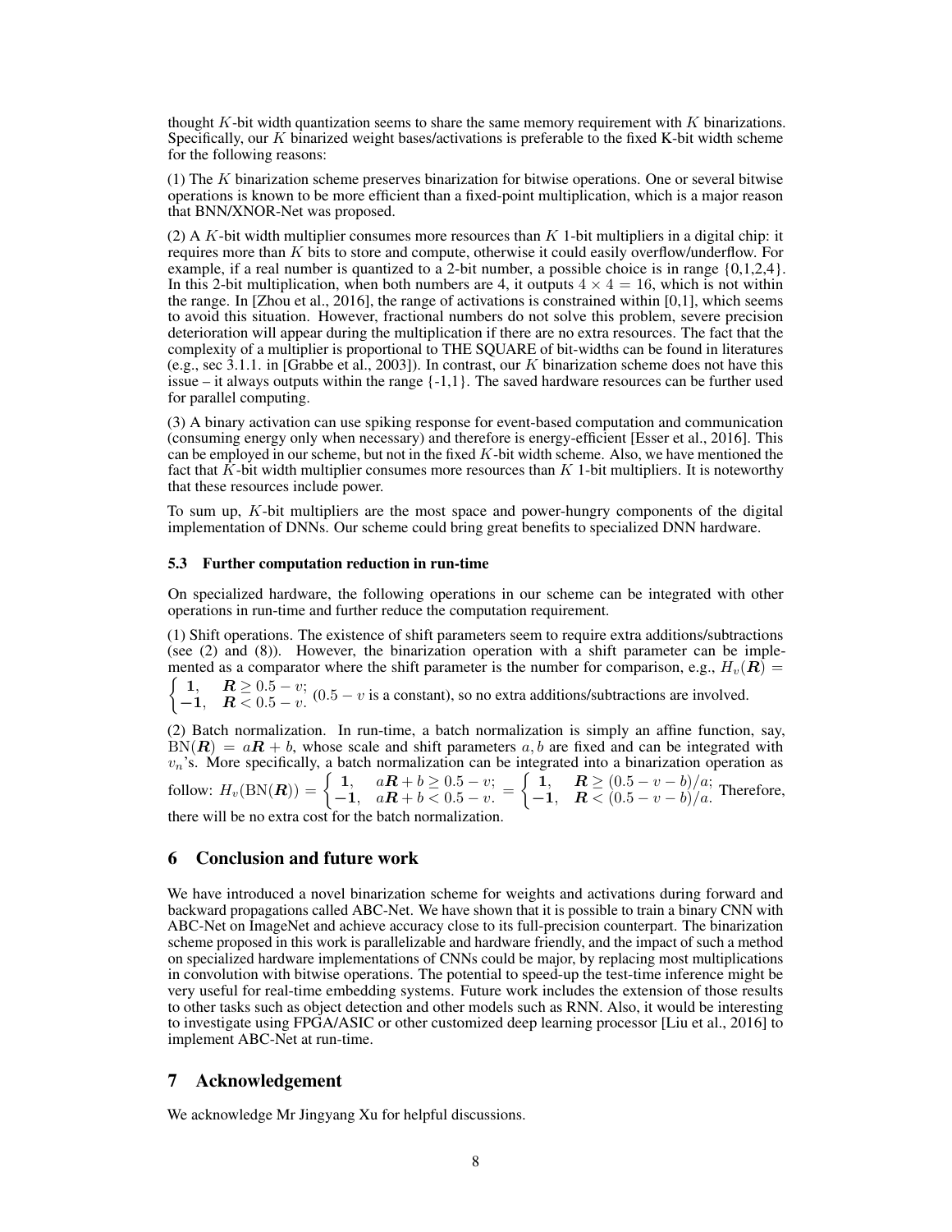thought $K$-bit width quantization seems to share the same memory requirement with $K$ binarizations. Specifically, our $K$ binarized weight bases/activations is preferable to the fixed K-bit width scheme for the following reasons:

(1) The $K$ binarization scheme preserves binarization for bitwise operations. One or several bitwise operations is known to be more efficient than a fixed-point multiplication, which is a major reason that BNN/XNOR-Net was proposed.

(2) A $K$-bit width multiplier consumes more resources than $K$ 1-bit multipliers in a digital chip: it requires more than $K$ bits to store and compute, otherwise it could easily overflow/underflow. For example, if a real number is quantized to a 2-bit number, a possible choice is in range {0,1,2,4}. In this 2-bit multiplication, when both numbers are 4, it outputs $4 \times 4 = 16$, which is not within the range. In [Zhou et al., 2016], the range of activations is constrained within [0,1], which seems to avoid this situation. However, fractional numbers do not solve this problem, severe precision deterioration will appear during the multiplication if there are no extra resources. The fact that the complexity of a multiplier is proportional to THE SQUARE of bit-widths can be found in literatures (e.g., sec 3.1.1. in [Grabbe et al., 2003]). In contrast, our $K$ binarization scheme does not have this issue – it always outputs within the range {-1,1}. The saved hardware resources can be further used for parallel computing.

(3) A binary activation can use spiking response for event-based computation and communication (consuming energy only when necessary) and therefore is energy-efficient [Esser et al., 2016]. This can be employed in our scheme, but not in the fixed $K$-bit width scheme. Also, we have mentioned the fact that $K$-bit width multiplier consumes more resources than $K$ 1-bit multipliers. It is noteworthy that these resources include power.

To sum up, $K$-bit multipliers are the most space and power-hungry components of the digital implementation of DNNs. Our scheme could bring great benefits to specialized DNN hardware.

### 5.3 Further computation reduction in run-time

On specialized hardware, the following operations in our scheme can be integrated with other operations in run-time and further reduce the computation requirement.

(1) Shift operations. The existence of shift parameters seem to require extra additions/subtractions (see (2) and (8)). However, the binarization operation with a shift parameter can be implemented as a comparator where the shift parameter is the number for comparison, e.g., $H_v(\boldsymbol{R}) = \begin{cases} \mathbf{1}, & \boldsymbol{R} \geq 0.5 - v; \\ \mathbf{-1}, & \boldsymbol{R} < 0.5 - v. \end{cases}$ ($0.5 - v$ is a constant), so no extra additions/subtractions are involved.

(2) Batch normalization. In run-time, a batch normalization is simply an affine function, say, $\text{BN}(\boldsymbol{R}) = a\boldsymbol{R} + b$, whose scale and shift parameters $a, b$ are fixed and can be integrated with $v_n$'s. More specifically, a batch normalization can be integrated into a binarization operation as follow: $H_v(\text{BN}(\boldsymbol{R})) = \begin{cases} \mathbf{1}, & a\boldsymbol{R} + b \geq 0.5 - v; \\ \mathbf{-1}, & a\boldsymbol{R} + b < 0.5 - v. \end{cases} = \begin{cases} \mathbf{1}, & \boldsymbol{R} \geq (0.5 - v - b)/a; \\ \mathbf{-1}, & \boldsymbol{R} < (0.5 - v - b)/a. \end{cases}$ Therefore, there will be no extra cost for the batch normalization.

## 6 Conclusion and future work

We have introduced a novel binarization scheme for weights and activations during forward and backward propagations called ABC-Net. We have shown that it is possible to train a binary CNN with ABC-Net on ImageNet and achieve accuracy close to its full-precision counterpart. The binarization scheme proposed in this work is parallelizable and hardware friendly, and the impact of such a method on specialized hardware implementations of CNNs could be major, by replacing most multiplications in convolution with bitwise operations. The potential to speed-up the test-time inference might be very useful for real-time embedding systems. Future work includes the extension of those results to other tasks such as object detection and other models such as RNN. Also, it would be interesting to investigate using FPGA/ASIC or other customized deep learning processor [Liu et al., 2016] to implement ABC-Net at run-time.

## 7 Acknowledgement

We acknowledge Mr Jingyang Xu for helpful discussions.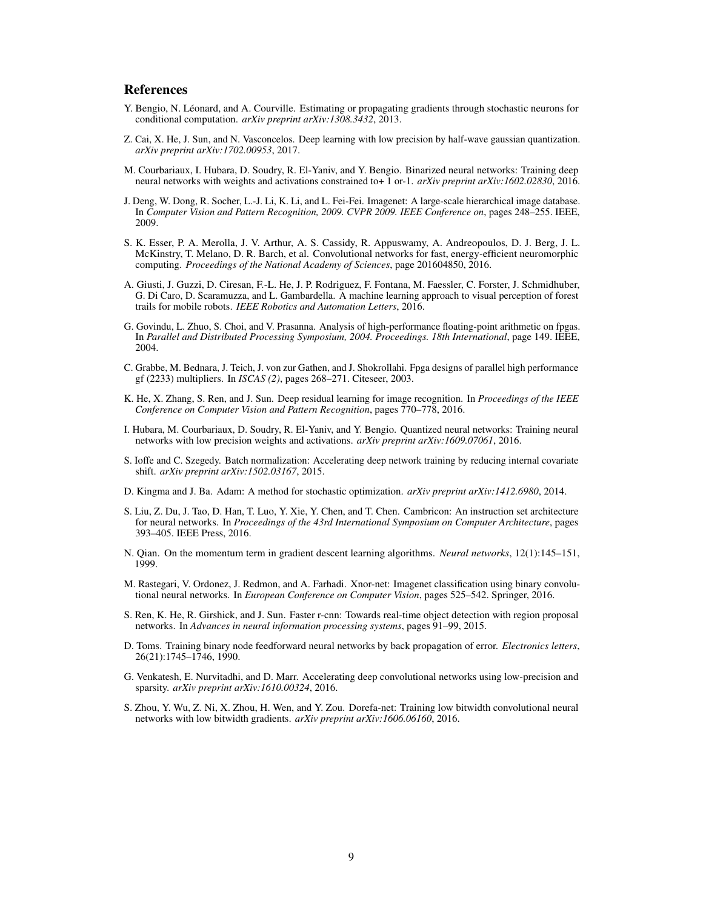## References

Y. Bengio, N. Léonard, and A. Courville. Estimating or propagating gradients through stochastic neurons for conditional computation. *arXiv preprint arXiv:1308.3432*, 2013.

Z. Cai, X. He, J. Sun, and N. Vasconcelos. Deep learning with low precision by half-wave gaussian quantization. *arXiv preprint arXiv:1702.00953*, 2017.

M. Courbariaux, I. Hubara, D. Soudry, R. El-Yaniv, and Y. Bengio. Binarized neural networks: Training deep neural networks with weights and activations constrained to+ 1 or-1. *arXiv preprint arXiv:1602.02830*, 2016.

J. Deng, W. Dong, R. Socher, L.-J. Li, K. Li, and L. Fei-Fei. Imagenet: A large-scale hierarchical image database. In *Computer Vision and Pattern Recognition, 2009. CVPR 2009. IEEE Conference on*, pages 248–255. IEEE, 2009.

S. K. Esser, P. A. Merolla, J. V. Arthur, A. S. Cassidy, R. Appuswamy, A. Andreopoulos, D. J. Berg, J. L. McKinstry, T. Melano, D. R. Barch, et al. Convolutional networks for fast, energy-efficient neuromorphic computing. *Proceedings of the National Academy of Sciences*, page 201604850, 2016.

A. Giusti, J. Guzzi, D. Ciresan, F.-L. He, J. P. Rodriguez, F. Fontana, M. Faessler, C. Forster, J. Schmidhuber, G. Di Caro, D. Scaramuzza, and L. Gambardella. A machine learning approach to visual perception of forest trails for mobile robots. *IEEE Robotics and Automation Letters*, 2016.

G. Govindu, L. Zhuo, S. Choi, and V. Prasanna. Analysis of high-performance floating-point arithmetic on fpgas. In *Parallel and Distributed Processing Symposium, 2004. Proceedings. 18th International*, page 149. IEEE, 2004.

C. Grabbe, M. Bednara, J. Teich, J. von zur Gathen, and J. Shokrollahi. Fpga designs of parallel high performance gf (2233) multipliers. In *ISCAS (2)*, pages 268–271. Citeseer, 2003.

K. He, X. Zhang, S. Ren, and J. Sun. Deep residual learning for image recognition. In *Proceedings of the IEEE Conference on Computer Vision and Pattern Recognition*, pages 770–778, 2016.

I. Hubara, M. Courbariaux, D. Soudry, R. El-Yaniv, and Y. Bengio. Quantized neural networks: Training neural networks with low precision weights and activations. *arXiv preprint arXiv:1609.07061*, 2016.

S. Ioffe and C. Szegedy. Batch normalization: Accelerating deep network training by reducing internal covariate shift. *arXiv preprint arXiv:1502.03167*, 2015.

D. Kingma and J. Ba. Adam: A method for stochastic optimization. *arXiv preprint arXiv:1412.6980*, 2014.

S. Liu, Z. Du, J. Tao, D. Han, T. Luo, Y. Xie, Y. Chen, and T. Chen. Cambricon: An instruction set architecture for neural networks. In *Proceedings of the 43rd International Symposium on Computer Architecture*, pages 393–405. IEEE Press, 2016.

N. Qian. On the momentum term in gradient descent learning algorithms. *Neural networks*, 12(1):145–151, 1999.

M. Rastegari, V. Ordonez, J. Redmon, and A. Farhadi. Xnor-net: Imagenet classification using binary convolutional neural networks. In *European Conference on Computer Vision*, pages 525–542. Springer, 2016.

S. Ren, K. He, R. Girshick, and J. Sun. Faster r-cnn: Towards real-time object detection with region proposal networks. In *Advances in neural information processing systems*, pages 91–99, 2015.

D. Toms. Training binary node feedforward neural networks by back propagation of error. *Electronics letters*, 26(21):1745–1746, 1990.

G. Venkatesh, E. Nurvitadhi, and D. Marr. Accelerating deep convolutional networks using low-precision and sparsity. *arXiv preprint arXiv:1610.00324*, 2016.

S. Zhou, Y. Wu, Z. Ni, X. Zhou, H. Wen, and Y. Zou. Dorefa-net: Training low bitwidth convolutional neural networks with low bitwidth gradients. *arXiv preprint arXiv:1606.06160*, 2016.